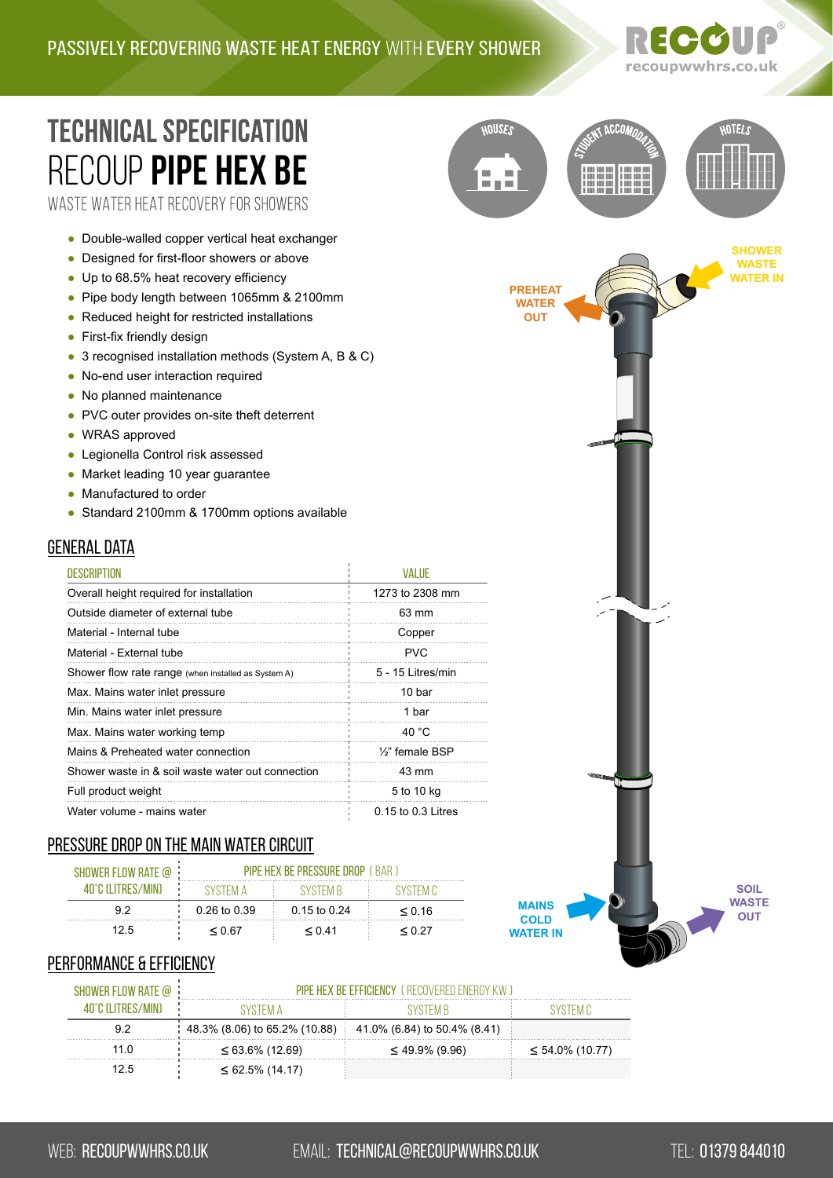PASSIVELY RECOVERING WASTE HEAT ENERGY WITH EVERY SHOWER

# TECHNICAL SPECIFICATION
# RECOUP **PIPE HEX BE**

WASTE WATER HEAT RECOVERY FOR SHOWERS

HOUSES | STUDENT ACCOMODATION | HOTELS

- Double-walled copper vertical heat exchanger
- Designed for first-floor showers or above
- Up to 68.5% heat recovery efficiency
- Pipe body length between 1065mm & 2100mm
- Reduced height for restricted installations
- First-fix friendly design
- 3 recognised installation methods (System A, B & C)
- No-end user interaction required
- No planned maintenance
- PVC outer provides on-site theft deterrent
- WRAS approved
- Legionella Control risk assessed
- Market leading 10 year guarantee
- Manufactured to order
- Standard 2100mm & 1700mm options available

SHOWER WASTE WATER IN

PREHEAT WATER OUT

MAINS COLD WATER IN

SOIL WASTE OUT

## GENERAL DATA

| DESCRIPTION | VALUE |
|---|---|
| Overall height required for installation | 1273 to 2308 mm |
| Outside diameter of external tube | 63 mm |
| Material - Internal tube | Copper |
| Material - External tube | PVC |
| Shower flow rate range (when installed as System A) | 5 - 15 Litres/min |
| Max. Mains water inlet pressure | 10 bar |
| Min. Mains water inlet pressure | 1 bar |
| Max. Mains water working temp | 40 °C |
| Mains & Preheated water connection | ½" female BSP |
| Shower waste in & soil waste water out connection | 43 mm |
| Full product weight | 5 to 10 kg |
| Water volume - mains water | 0.15 to 0.3 Litres |

## PRESSURE DROP ON THE MAIN WATER CIRCUIT

| SHOWER FLOW RATE @ 40°C (LITRES/MIN) | PIPE HEX BE PRESSURE DROP (BAR) | | |
|---|---|---|---|
| | SYSTEM A | SYSTEM B | SYSTEM C |
| 9.2 | 0.26 to 0.39 | 0.15 to 0.24 | ≤ 0.16 |
| 12.5 | ≤ 0.67 | ≤ 0.41 | ≤ 0.27 |

## PERFORMANCE & EFFICIENCY

| SHOWER FLOW RATE @ 40°C (LITRES/MIN) | PIPE HEX BE EFFICIENCY (RECOVERED ENERGY KW) | | |
|---|---|---|---|
| | SYSTEM A | SYSTEM B | SYSTEM C |
| 9.2 | 48.3% (8.06) to 65.2% (10.88) | 41.0% (6.84) to 50.4% (8.41) | |
| 11.0 | ≤ 63.6% (12.69) | ≤ 49.9% (9.96) | ≤ 54.0% (10.77) |
| 12.5 | ≤ 62.5% (14.17) | | |

WEB: RECOUPWWHRS.CO.UK EMAIL: TECHNICAL@RECOUPWWHRS.CO.UK TEL: 01379 844010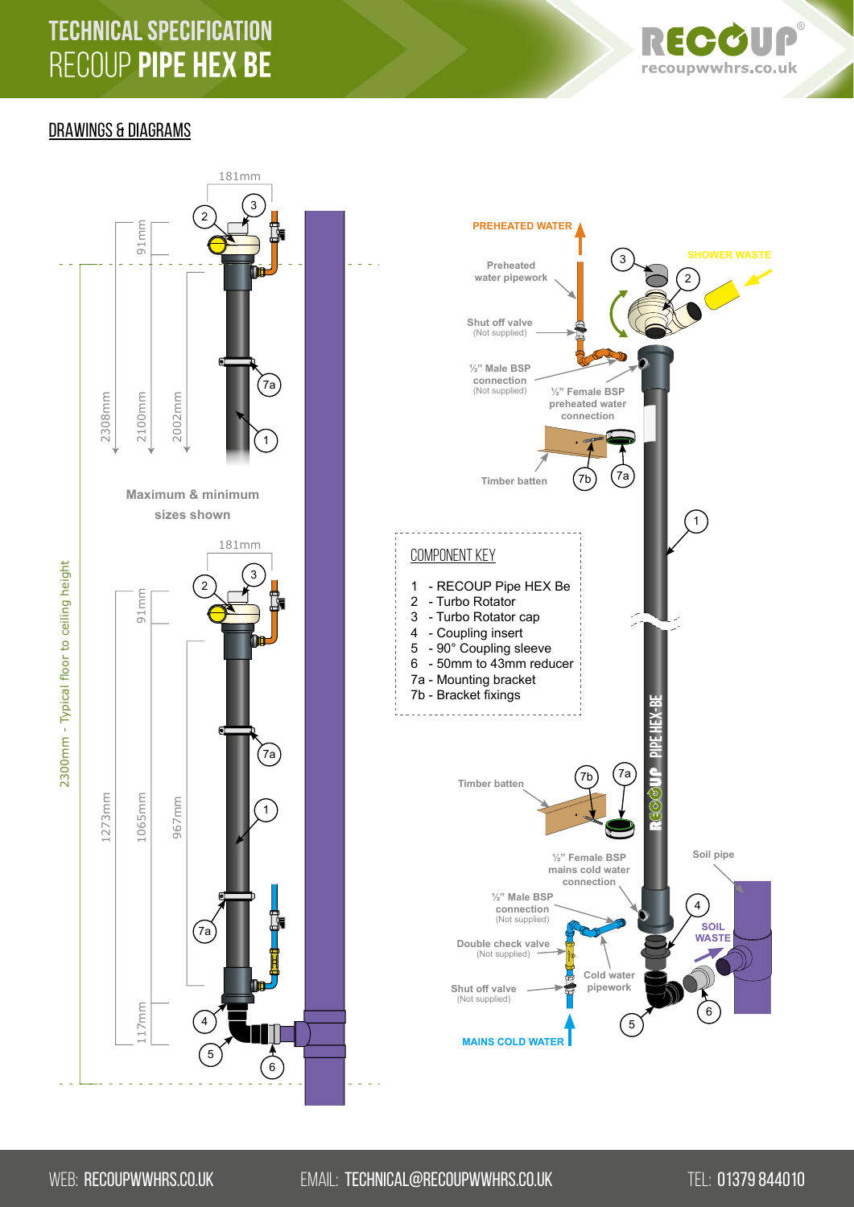# TECHNICAL SPECIFICATION
# RECOUP **PIPE HEX BE**

## DRAWINGS & DIAGRAMS

181mm

91mm

2308mm 2100mm 2002mm

Maximum & minimum sizes shown

181mm

91mm

2300mm - Typical floor to ceiling height

1273mm 1065mm 967mm

117mm

PREHEATED WATER

Preheated water pipework

Shut off valve (Not supplied)

½" Male BSP connection (Not supplied)

½" Female BSP preheated water connection

SHOWER WASTE

Timber batten

### COMPONENT KEY

1 - RECOUP Pipe HEX Be
2 - Turbo Rotator
3 - Turbo Rotator cap
4 - Coupling insert
5 - 90° Coupling sleeve
6 - 50mm to 43mm reducer
7a - Mounting bracket
7b - Bracket fixings

Timber batten

½" Female BSP mains cold water connection

½" Male BSP connection (Not supplied)

Double check valve (Not supplied)

Shut off valve (Not supplied)

Cold water pipework

MAINS COLD WATER

Soil pipe

SOIL WASTE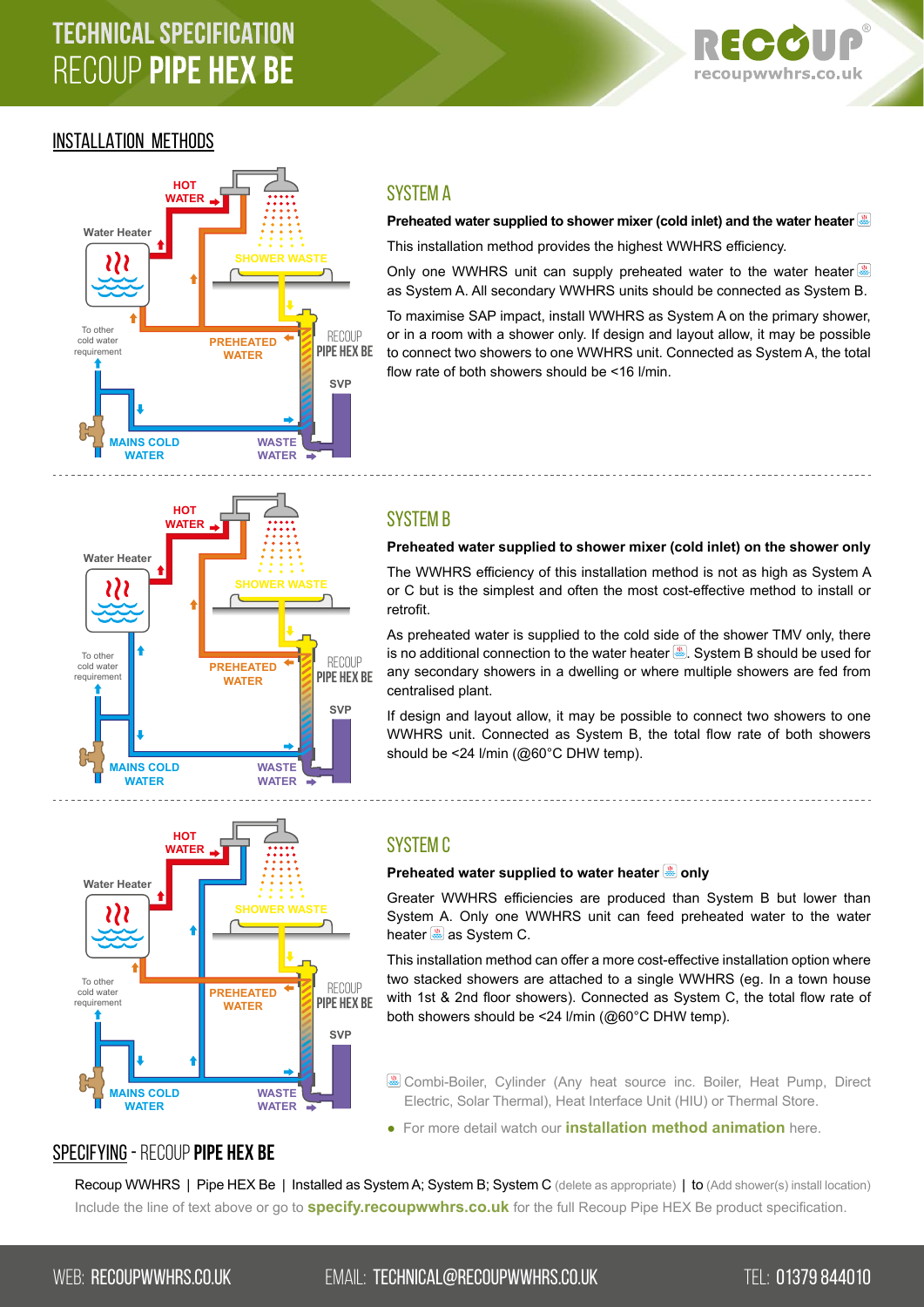# TECHNICAL SPECIFICATION RECOUP PIPE HEX BE

## INSTALLATION METHODS

HOT WATER
Water Heater
SHOWER WASTE
To other cold water requirement
PREHEATED WATER
RECOUP PIPE HEX BE
SVP
MAINS COLD WATER
WASTE WATER

### SYSTEM A

**Preheated water supplied to shower mixer (cold inlet) and the water heater**

This installation method provides the highest WWHRS efficiency.

Only one WWHRS unit can supply preheated water to the water heater as System A. All secondary WWHRS units should be connected as System B.

To maximise SAP impact, install WWHRS as System A on the primary shower, or in a room with a shower only. If design and layout allow, it may be possible to connect two showers to one WWHRS unit. Connected as System A, the total flow rate of both showers should be <16 l/min.

HOT WATER
Water Heater
SHOWER WASTE
To other cold water requirement
PREHEATED WATER
RECOUP PIPE HEX BE
SVP
MAINS COLD WATER
WASTE WATER

### SYSTEM B

**Preheated water supplied to shower mixer (cold inlet) on the shower only**

The WWHRS efficiency of this installation method is not as high as System A or C but is the simplest and often the most cost-effective method to install or retrofit.

As preheated water is supplied to the cold side of the shower TMV only, there is no additional connection to the water heater. System B should be used for any secondary showers in a dwelling or where multiple showers are fed from centralised plant.

If design and layout allow, it may be possible to connect two showers to one WWHRS unit. Connected as System B, the total flow rate of both showers should be <24 l/min (@60°C DHW temp).

HOT WATER
Water Heater
SHOWER WASTE
To other cold water requirement
PREHEATED WATER
RECOUP PIPE HEX BE
SVP
MAINS COLD WATER
WASTE WATER

### SYSTEM C

**Preheated water supplied to water heater only**

Greater WWHRS efficiencies are produced than System B but lower than System A. Only one WWHRS unit can feed preheated water to the water heater as System C.

This installation method can offer a more cost-effective installation option where two stacked showers are attached to a single WWHRS (eg. In a town house with 1st & 2nd floor showers). Connected as System C, the total flow rate of both showers should be <24 l/min (@60°C DHW temp).

Combi-Boiler, Cylinder (Any heat source inc. Boiler, Heat Pump, Direct Electric, Solar Thermal), Heat Interface Unit (HIU) or Thermal Store.

- For more detail watch our **installation method animation** here.

## SPECIFYING - RECOUP PIPE HEX BE

Recoup WWHRS | Pipe HEX Be | Installed as System A; System B; System C (delete as appropriate) | to (Add shower(s) install location)

Include the line of text above or go to **specify.recoupwwhrs.co.uk** for the full Recoup Pipe HEX Be product specification.

WEB: RECOUPWWHRS.CO.UK EMAIL: TECHNICAL@RECOUPWWHRS.CO.UK TEL: 01379 844010